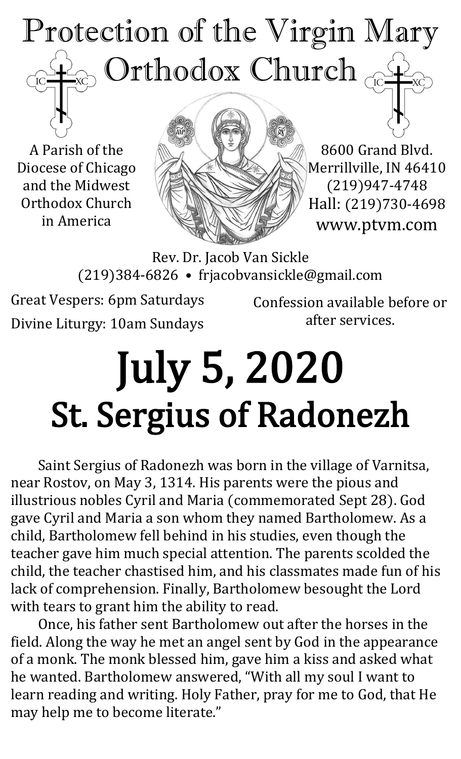# Protection of the Virgin Mary Orthodox Church

A Parish of the Diocese of Chicago and the Midwest Orthodox Church in America

8600 Grand Blvd.
Merrillville, IN 46410
(219)947-4748
Hall: (219)730-4698
www.ptvm.com

Rev. Dr. Jacob Van Sickle
(219)384-6826 • frjacobvansickle@gmail.com

Great Vespers: 6pm Saturdays
Divine Liturgy: 10am Sundays

Confession available before or after services.

# July 5, 2020
## St. Sergius of Radonezh

Saint Sergius of Radonezh was born in the village of Varnitsa, near Rostov, on May 3, 1314. His parents were the pious and illustrious nobles Cyril and Maria (commemorated Sept 28). God gave Cyril and Maria a son whom they named Bartholomew. As a child, Bartholomew fell behind in his studies, even though the teacher gave him much special attention. The parents scolded the child, the teacher chastised him, and his classmates made fun of his lack of comprehension. Finally, Bartholomew besought the Lord with tears to grant him the ability to read.

Once, his father sent Bartholomew out after the horses in the field. Along the way he met an angel sent by God in the appearance of a monk. The monk blessed him, gave him a kiss and asked what he wanted. Bartholomew answered, "With all my soul I want to learn reading and writing. Holy Father, pray for me to God, that He may help me to become literate."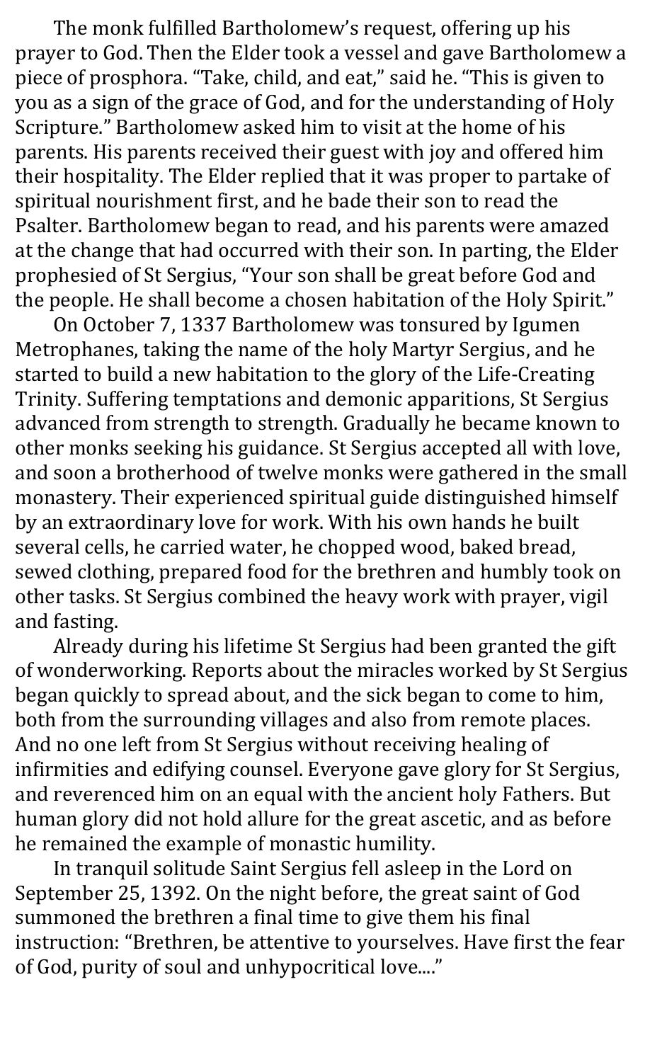The monk fulfilled Bartholomew's request, offering up his prayer to God. Then the Elder took a vessel and gave Bartholomew a piece of prosphora. "Take, child, and eat," said he. "This is given to you as a sign of the grace of God, and for the understanding of Holy Scripture." Bartholomew asked him to visit at the home of his parents. His parents received their guest with joy and offered him their hospitality. The Elder replied that it was proper to partake of spiritual nourishment first, and he bade their son to read the Psalter. Bartholomew began to read, and his parents were amazed at the change that had occurred with their son. In parting, the Elder prophesied of St Sergius, "Your son shall be great before God and the people. He shall become a chosen habitation of the Holy Spirit."

On October 7, 1337 Bartholomew was tonsured by Igumen Metrophanes, taking the name of the holy Martyr Sergius, and he started to build a new habitation to the glory of the Life-Creating Trinity. Suffering temptations and demonic apparitions, St Sergius advanced from strength to strength. Gradually he became known to other monks seeking his guidance. St Sergius accepted all with love, and soon a brotherhood of twelve monks were gathered in the small monastery. Their experienced spiritual guide distinguished himself by an extraordinary love for work. With his own hands he built several cells, he carried water, he chopped wood, baked bread, sewed clothing, prepared food for the brethren and humbly took on other tasks. St Sergius combined the heavy work with prayer, vigil and fasting.

Already during his lifetime St Sergius had been granted the gift of wonderworking. Reports about the miracles worked by St Sergius began quickly to spread about, and the sick began to come to him, both from the surrounding villages and also from remote places. And no one left from St Sergius without receiving healing of infirmities and edifying counsel. Everyone gave glory for St Sergius, and reverenced him on an equal with the ancient holy Fathers. But human glory did not hold allure for the great ascetic, and as before he remained the example of monastic humility.

In tranquil solitude Saint Sergius fell asleep in the Lord on September 25, 1392. On the night before, the great saint of God summoned the brethren a final time to give them his final instruction: "Brethren, be attentive to yourselves. Have first the fear of God, purity of soul and unhypocritical love...."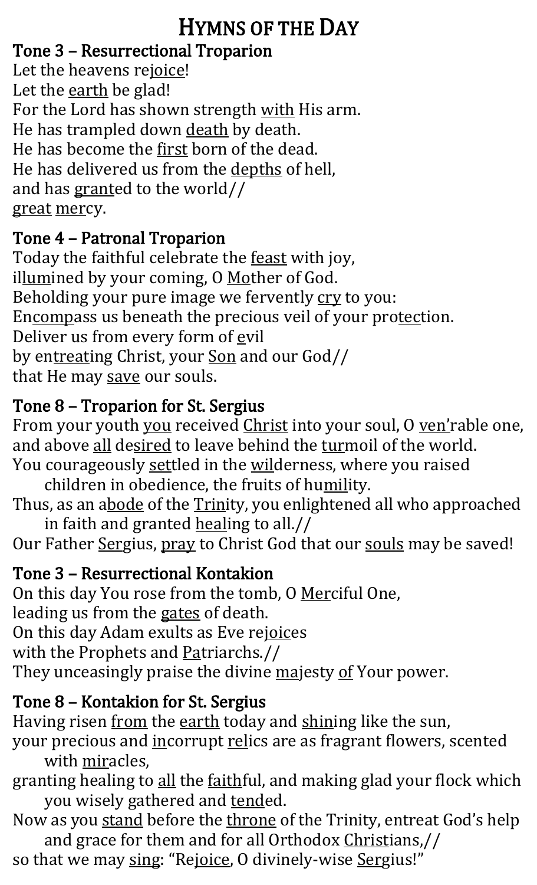# Hymns of the Day

## Tone 3 – Resurrectional Troparion

Let the heavens rejoice!
Let the earth be glad!
For the Lord has shown strength with His arm.
He has trampled down death by death.
He has become the first born of the dead.
He has delivered us from the depths of hell,
and has granted to the world//
great mercy.

## Tone 4 – Patronal Troparion

Today the faithful celebrate the feast with joy,
illumined by your coming, O Mother of God.
Beholding your pure image we fervently cry to you:
Encompass us beneath the precious veil of your protection.
Deliver us from every form of evil
by entreating Christ, your Son and our God//
that He may save our souls.

## Tone 8 – Troparion for St. Sergius

From your youth you received Christ into your soul, O ven'rable one,
and above all desired to leave behind the turmoil of the world.
You courageously settled in the wilderness, where you raised children in obedience, the fruits of humility.
Thus, as an abode of the Trinity, you enlightened all who approached in faith and granted healing to all.//
Our Father Sergius, pray to Christ God that our souls may be saved!

## Tone 3 – Resurrectional Kontakion

On this day You rose from the tomb, O Merciful One,
leading us from the gates of death.
On this day Adam exults as Eve rejoices
with the Prophets and Patriarchs.//
They unceasingly praise the divine majesty of Your power.

## Tone 8 – Kontakion for St. Sergius

Having risen from the earth today and shining like the sun,
your precious and incorrupt relics are as fragrant flowers, scented with miracles,
granting healing to all the faithful, and making glad your flock which you wisely gathered and tended.
Now as you stand before the throne of the Trinity, entreat God's help and grace for them and for all Orthodox Christians,//
so that we may sing: "Rejoice, O divinely-wise Sergius!"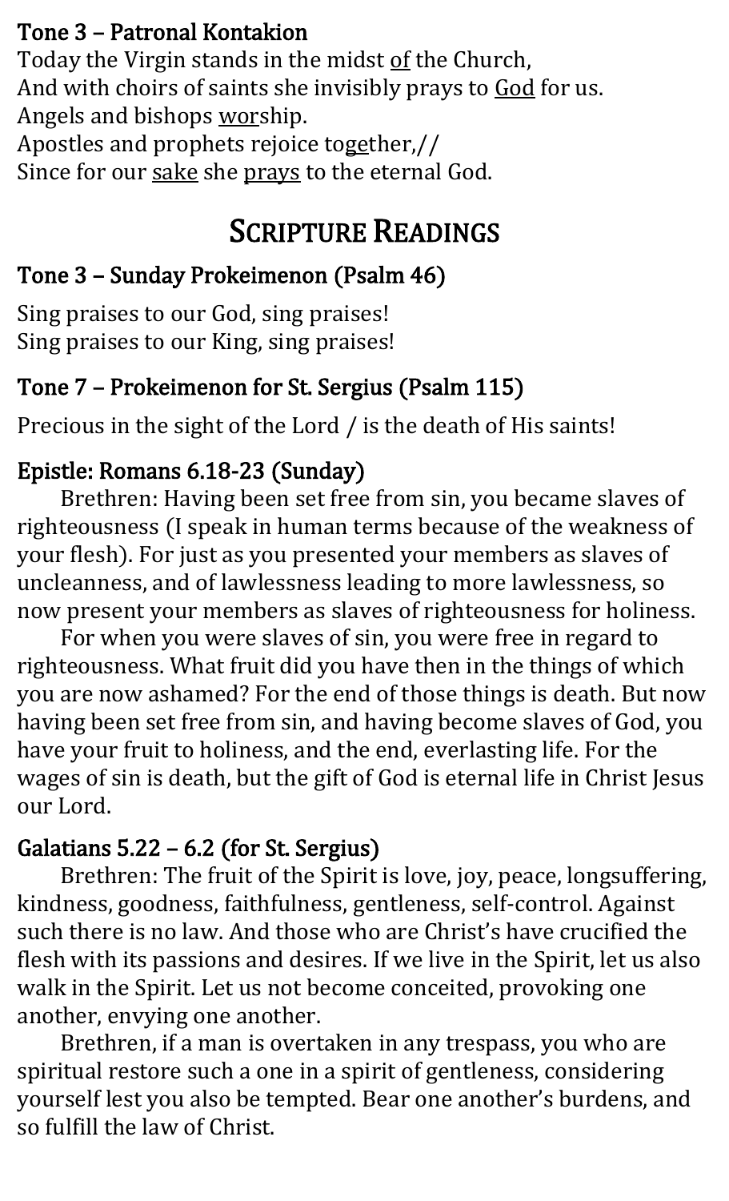### Tone 3 – Patronal Kontakion

Today the Virgin stands in the midst of the Church,
And with choirs of saints she invisibly prays to God for us.
Angels and bishops worship.
Apostles and prophets rejoice together,//
Since for our sake she prays to the eternal God.

## Scripture Readings

### Tone 3 – Sunday Prokeimenon (Psalm 46)

Sing praises to our God, sing praises!
Sing praises to our King, sing praises!

### Tone 7 – Prokeimenon for St. Sergius (Psalm 115)

Precious in the sight of the Lord / is the death of His saints!

### Epistle: Romans 6.18-23 (Sunday)

Brethren: Having been set free from sin, you became slaves of righteousness (I speak in human terms because of the weakness of your flesh). For just as you presented your members as slaves of uncleanness, and of lawlessness leading to more lawlessness, so now present your members as slaves of righteousness for holiness.

For when you were slaves of sin, you were free in regard to righteousness. What fruit did you have then in the things of which you are now ashamed? For the end of those things is death. But now having been set free from sin, and having become slaves of God, you have your fruit to holiness, and the end, everlasting life. For the wages of sin is death, but the gift of God is eternal life in Christ Jesus our Lord.

### Galatians 5.22 – 6.2 (for St. Sergius)

Brethren: The fruit of the Spirit is love, joy, peace, longsuffering, kindness, goodness, faithfulness, gentleness, self-control. Against such there is no law. And those who are Christ's have crucified the flesh with its passions and desires. If we live in the Spirit, let us also walk in the Spirit. Let us not become conceited, provoking one another, envying one another.

Brethren, if a man is overtaken in any trespass, you who are spiritual restore such a one in a spirit of gentleness, considering yourself lest you also be tempted. Bear one another's burdens, and so fulfill the law of Christ.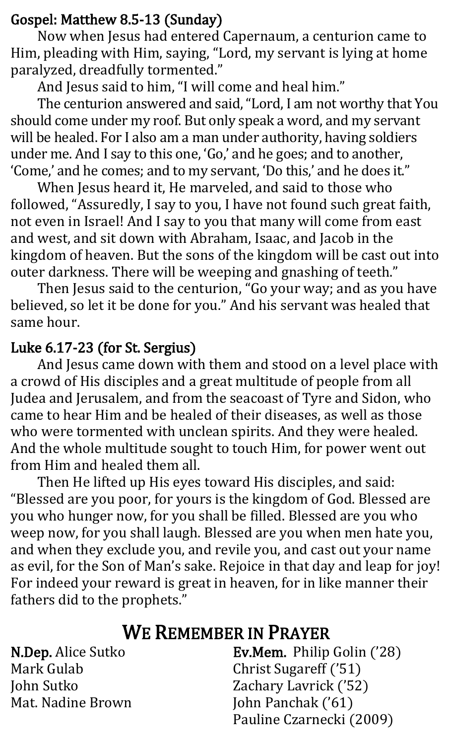**Gospel: Matthew 8.5-13 (Sunday)**

Now when Jesus had entered Capernaum, a centurion came to Him, pleading with Him, saying, "Lord, my servant is lying at home paralyzed, dreadfully tormented."

And Jesus said to him, "I will come and heal him."

The centurion answered and said, "Lord, I am not worthy that You should come under my roof. But only speak a word, and my servant will be healed. For I also am a man under authority, having soldiers under me. And I say to this one, 'Go,' and he goes; and to another, 'Come,' and he comes; and to my servant, 'Do this,' and he does it."

When Jesus heard it, He marveled, and said to those who followed, "Assuredly, I say to you, I have not found such great faith, not even in Israel! And I say to you that many will come from east and west, and sit down with Abraham, Isaac, and Jacob in the kingdom of heaven. But the sons of the kingdom will be cast out into outer darkness. There will be weeping and gnashing of teeth."

Then Jesus said to the centurion, "Go your way; and as you have believed, so let it be done for you." And his servant was healed that same hour.

**Luke 6.17-23 (for St. Sergius)**

And Jesus came down with them and stood on a level place with a crowd of His disciples and a great multitude of people from all Judea and Jerusalem, and from the seacoast of Tyre and Sidon, who came to hear Him and be healed of their diseases, as well as those who were tormented with unclean spirits. And they were healed. And the whole multitude sought to touch Him, for power went out from Him and healed them all.

Then He lifted up His eyes toward His disciples, and said: "Blessed are you poor, for yours is the kingdom of God. Blessed are you who hunger now, for you shall be filled. Blessed are you who weep now, for you shall laugh. Blessed are you when men hate you, and when they exclude you, and revile you, and cast out your name as evil, for the Son of Man's sake. Rejoice in that day and leap for joy! For indeed your reward is great in heaven, for in like manner their fathers did to the prophets."

## We Remember in Prayer

**N.Dep.** Alice Sutko
Mark Gulab
John Sutko
Mat. Nadine Brown

**Ev.Mem.** Philip Golin ('28)
Christ Sugareff ('51)
Zachary Lavrick ('52)
John Panchak ('61)
Pauline Czarnecki (2009)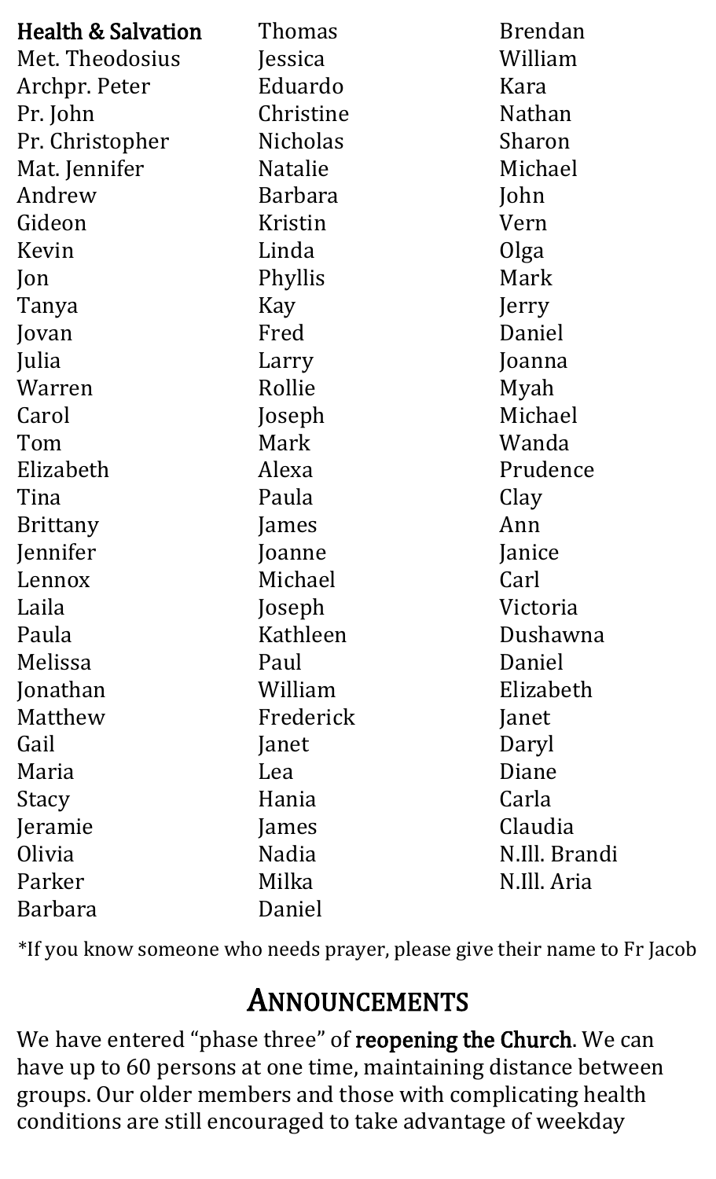**Health & Salvation**
Met. Theodosius
Archpr. Peter
Pr. John
Pr. Christopher
Mat. Jennifer
Andrew
Gideon
Kevin
Jon
Tanya
Jovan
Julia
Warren
Carol
Tom
Elizabeth
Tina
Brittany
Jennifer
Lennox
Laila
Paula
Melissa
Jonathan
Matthew
Gail
Maria
Stacy
Jeramie
Olivia
Parker
Barbara
Thomas
Jessica
Eduardo
Christine
Nicholas
Natalie
Barbara
Kristin
Linda
Phyllis
Kay
Fred
Larry
Rollie
Joseph
Mark
Alexa
Paula
James
Joanne
Michael
Joseph
Kathleen
Paul
William
Frederick
Janet
Lea
Hania
James
Nadia
Milka
Daniel
Brendan
William
Kara
Nathan
Sharon
Michael
John
Vern
Olga
Mark
Jerry
Daniel
Joanna
Myah
Michael
Wanda
Prudence
Clay
Ann
Janice
Carl
Victoria
Dushawna
Daniel
Elizabeth
Janet
Daryl
Diane
Carla
Claudia
N.Ill. Brandi
N.Ill. Aria

*If you know someone who needs prayer, please give their name to Fr Jacob

## Announcements

We have entered "phase three" of **reopening the Church**. We can have up to 60 persons at one time, maintaining distance between groups. Our older members and those with complicating health conditions are still encouraged to take advantage of weekday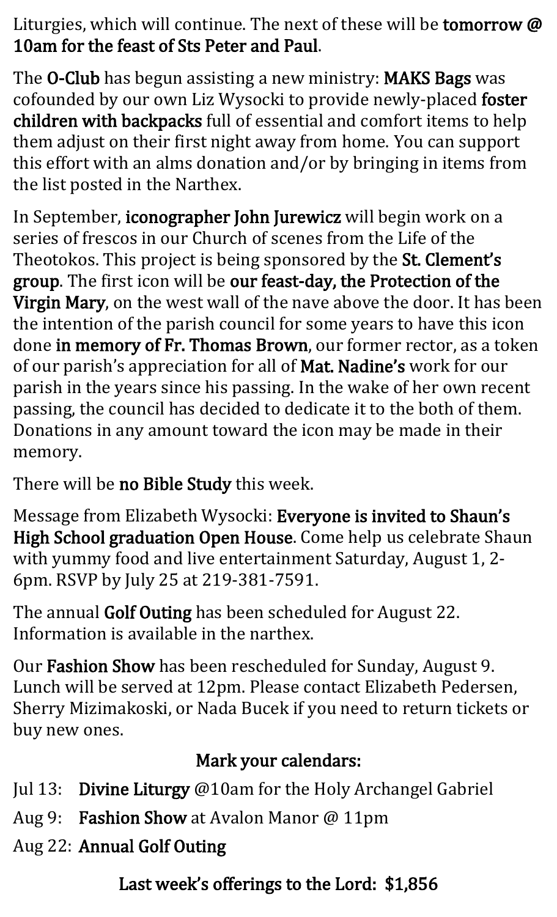Liturgies, which will continue. The next of these will be **tomorrow @ 10am for the feast of Sts Peter and Paul**.

The **O-Club** has begun assisting a new ministry: **MAKS Bags** was cofounded by our own Liz Wysocki to provide newly-placed **foster children with backpacks** full of essential and comfort items to help them adjust on their first night away from home. You can support this effort with an alms donation and/or by bringing in items from the list posted in the Narthex.

In September, **iconographer John Jurewicz** will begin work on a series of frescos in our Church of scenes from the Life of the Theotokos. This project is being sponsored by the **St. Clement's group**. The first icon will be **our feast-day, the Protection of the Virgin Mary**, on the west wall of the nave above the door. It has been the intention of the parish council for some years to have this icon done **in memory of Fr. Thomas Brown**, our former rector, as a token of our parish's appreciation for all of **Mat. Nadine's** work for our parish in the years since his passing. In the wake of her own recent passing, the council has decided to dedicate it to the both of them. Donations in any amount toward the icon may be made in their memory.

There will be **no Bible Study** this week.

Message from Elizabeth Wysocki: **Everyone is invited to Shaun's High School graduation Open House**. Come help us celebrate Shaun with yummy food and live entertainment Saturday, August 1, 2-6pm. RSVP by July 25 at 219-381-7591.

The annual **Golf Outing** has been scheduled for August 22. Information is available in the narthex.

Our **Fashion Show** has been rescheduled for Sunday, August 9. Lunch will be served at 12pm. Please contact Elizabeth Pedersen, Sherry Mizimakoski, or Nada Bucek if you need to return tickets or buy new ones.

## Mark your calendars:

- Jul 13: **Divine Liturgy** @10am for the Holy Archangel Gabriel
- Aug 9: **Fashion Show** at Avalon Manor @ 11pm
- Aug 22: **Annual Golf Outing**

**Last week's offerings to the Lord: $1,856**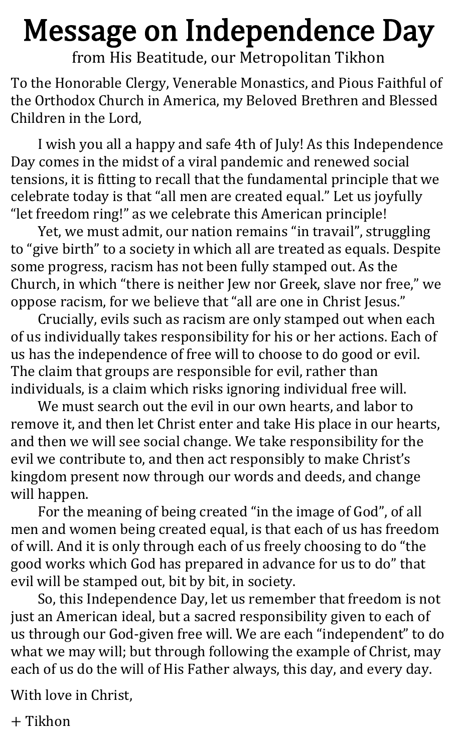# Message on Independence Day

from His Beatitude, our Metropolitan Tikhon

To the Honorable Clergy, Venerable Monastics, and Pious Faithful of the Orthodox Church in America, my Beloved Brethren and Blessed Children in the Lord,

I wish you all a happy and safe 4th of July! As this Independence Day comes in the midst of a viral pandemic and renewed social tensions, it is fitting to recall that the fundamental principle that we celebrate today is that "all men are created equal." Let us joyfully "let freedom ring!" as we celebrate this American principle!

Yet, we must admit, our nation remains "in travail", struggling to "give birth" to a society in which all are treated as equals. Despite some progress, racism has not been fully stamped out. As the Church, in which "there is neither Jew nor Greek, slave nor free," we oppose racism, for we believe that "all are one in Christ Jesus."

Crucially, evils such as racism are only stamped out when each of us individually takes responsibility for his or her actions. Each of us has the independence of free will to choose to do good or evil. The claim that groups are responsible for evil, rather than individuals, is a claim which risks ignoring individual free will.

We must search out the evil in our own hearts, and labor to remove it, and then let Christ enter and take His place in our hearts, and then we will see social change. We take responsibility for the evil we contribute to, and then act responsibly to make Christ's kingdom present now through our words and deeds, and change will happen.

For the meaning of being created "in the image of God", of all men and women being created equal, is that each of us has freedom of will. And it is only through each of us freely choosing to do "the good works which God has prepared in advance for us to do" that evil will be stamped out, bit by bit, in society.

So, this Independence Day, let us remember that freedom is not just an American ideal, but a sacred responsibility given to each of us through our God-given free will. We are each "independent" to do what we may will; but through following the example of Christ, may each of us do the will of His Father always, this day, and every day.

With love in Christ,

+ Tikhon